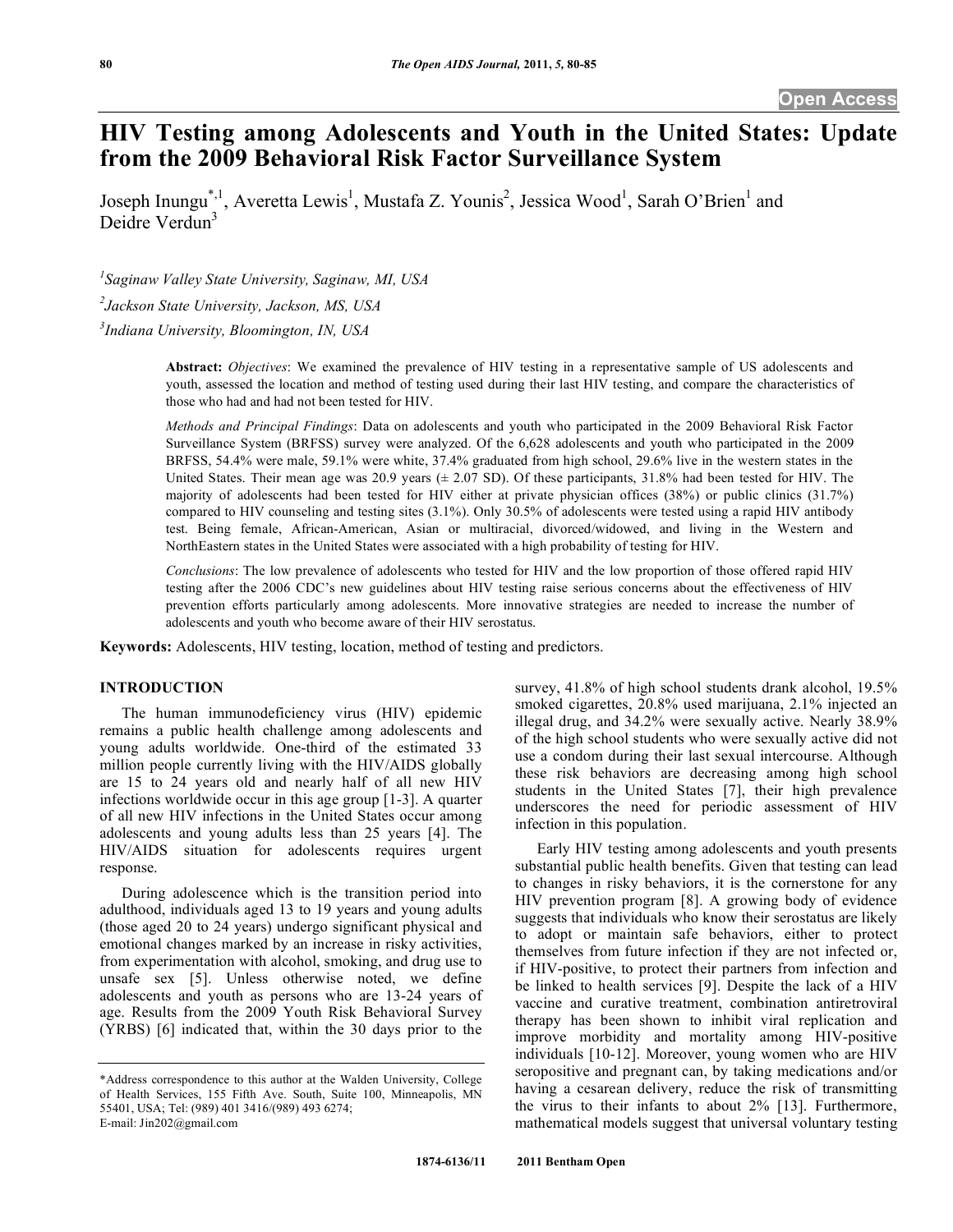Open Access

# HIV Testing among Adolescents and Youth in the United States: Update from the 2009 Behavioral Risk Factor Surveillance System

Joseph Inungu*[,1], Averetta Lewis[1], Mustafa Z. Younis[2], Jessica Wood[1], Sarah O'Brien[1] and Deidre Verdun[3]

[1]Saginaw Valley State University, Saginaw, MI, USA

[2]Jackson State University, Jackson, MS, USA

[3]Indiana University, Bloomington, IN, USA

**Abstract:** *Objectives*: We examined the prevalence of HIV testing in a representative sample of US adolescents and youth, assessed the location and method of testing used during their last HIV testing, and compare the characteristics of those who had and had not been tested for HIV.

*Methods and Principal Findings*: Data on adolescents and youth who participated in the 2009 Behavioral Risk Factor Surveillance System (BRFSS) survey were analyzed. Of the 6,628 adolescents and youth who participated in the 2009 BRFSS, 54.4% were male, 59.1% were white, 37.4% graduated from high school, 29.6% live in the western states in the United States. Their mean age was 20.9 years (± 2.07 SD). Of these participants, 31.8% had been tested for HIV. The majority of adolescents had been tested for HIV either at private physician offices (38%) or public clinics (31.7%) compared to HIV counseling and testing sites (3.1%). Only 30.5% of adolescents were tested using a rapid HIV antibody test. Being female, African-American, Asian or multiracial, divorced/widowed, and living in the Western and NorthEastern states in the United States were associated with a high probability of testing for HIV.

*Conclusions*: The low prevalence of adolescents who tested for HIV and the low proportion of those offered rapid HIV testing after the 2006 CDC's new guidelines about HIV testing raise serious concerns about the effectiveness of HIV prevention efforts particularly among adolescents. More innovative strategies are needed to increase the number of adolescents and youth who become aware of their HIV serostatus.

**Keywords:** Adolescents, HIV testing, location, method of testing and predictors.

## INTRODUCTION

The human immunodeficiency virus (HIV) epidemic remains a public health challenge among adolescents and young adults worldwide. One-third of the estimated 33 million people currently living with the HIV/AIDS globally are 15 to 24 years old and nearly half of all new HIV infections worldwide occur in this age group [1-3]. A quarter of all new HIV infections in the United States occur among adolescents and young adults less than 25 years [4]. The HIV/AIDS situation for adolescents requires urgent response.

During adolescence which is the transition period into adulthood, individuals aged 13 to 19 years and young adults (those aged 20 to 24 years) undergo significant physical and emotional changes marked by an increase in risky activities, from experimentation with alcohol, smoking, and drug use to unsafe sex [5]. Unless otherwise noted, we define adolescents and youth as persons who are 13-24 years of age. Results from the 2009 Youth Risk Behavioral Survey (YRBS) [6] indicated that, within the 30 days prior to the survey, 41.8% of high school students drank alcohol, 19.5% smoked cigarettes, 20.8% used marijuana, 2.1% injected an illegal drug, and 34.2% were sexually active. Nearly 38.9% of the high school students who were sexually active did not use a condom during their last sexual intercourse. Although these risk behaviors are decreasing among high school students in the United States [7], their high prevalence underscores the need for periodic assessment of HIV infection in this population.

Early HIV testing among adolescents and youth presents substantial public health benefits. Given that testing can lead to changes in risky behaviors, it is the cornerstone for any HIV prevention program [8]. A growing body of evidence suggests that individuals who know their serostatus are likely to adopt or maintain safe behaviors, either to protect themselves from future infection if they are not infected or, if HIV-positive, to protect their partners from infection and be linked to health services [9]. Despite the lack of a HIV vaccine and curative treatment, combination antiretroviral therapy has been shown to inhibit viral replication and improve morbidity and mortality among HIV-positive individuals [10-12]. Moreover, young women who are HIV seropositive and pregnant can, by taking medications and/or having a cesarean delivery, reduce the risk of transmitting the virus to their infants to about 2% [13]. Furthermore, mathematical models suggest that universal voluntary testing

*Address correspondence to this author at the Walden University, College of Health Services, 155 Fifth Ave. South, Suite 100, Minneapolis, MN 55401, USA; Tel: (989) 401 3416/(989) 493 6274;
E-mail: Jin202@gmail.com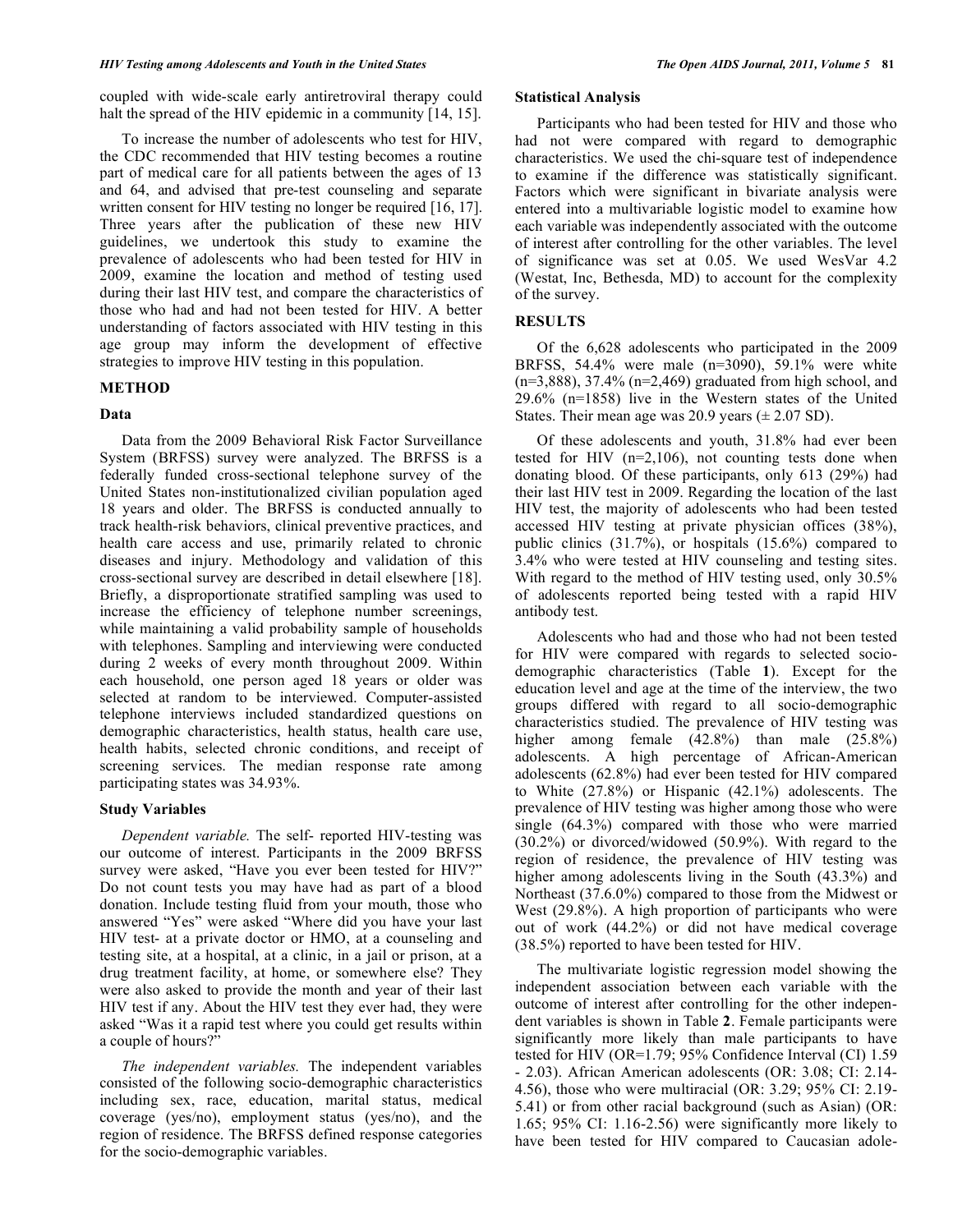coupled with wide-scale early antiretroviral therapy could halt the spread of the HIV epidemic in a community [14, 15].

To increase the number of adolescents who test for HIV, the CDC recommended that HIV testing becomes a routine part of medical care for all patients between the ages of 13 and 64, and advised that pre-test counseling and separate written consent for HIV testing no longer be required [16, 17]. Three years after the publication of these new HIV guidelines, we undertook this study to examine the prevalence of adolescents who had been tested for HIV in 2009, examine the location and method of testing used during their last HIV test, and compare the characteristics of those who had and had not been tested for HIV. A better understanding of factors associated with HIV testing in this age group may inform the development of effective strategies to improve HIV testing in this population.

## METHOD

### Data

Data from the 2009 Behavioral Risk Factor Surveillance System (BRFSS) survey were analyzed. The BRFSS is a federally funded cross-sectional telephone survey of the United States non-institutionalized civilian population aged 18 years and older. The BRFSS is conducted annually to track health-risk behaviors, clinical preventive practices, and health care access and use, primarily related to chronic diseases and injury. Methodology and validation of this cross-sectional survey are described in detail elsewhere [18]. Briefly, a disproportionate stratified sampling was used to increase the efficiency of telephone number screenings, while maintaining a valid probability sample of households with telephones. Sampling and interviewing were conducted during 2 weeks of every month throughout 2009. Within each household, one person aged 18 years or older was selected at random to be interviewed. Computer-assisted telephone interviews included standardized questions on demographic characteristics, health status, health care use, health habits, selected chronic conditions, and receipt of screening services. The median response rate among participating states was 34.93%.

### Study Variables

*Dependent variable.* The self- reported HIV-testing was our outcome of interest. Participants in the 2009 BRFSS survey were asked, "Have you ever been tested for HIV?" Do not count tests you may have had as part of a blood donation. Include testing fluid from your mouth, those who answered "Yes" were asked "Where did you have your last HIV test- at a private doctor or HMO, at a counseling and testing site, at a hospital, at a clinic, in a jail or prison, at a drug treatment facility, at home, or somewhere else? They were also asked to provide the month and year of their last HIV test if any. About the HIV test they ever had, they were asked "Was it a rapid test where you could get results within a couple of hours?"

*The independent variables.* The independent variables consisted of the following socio-demographic characteristics including sex, race, education, marital status, medical coverage (yes/no), employment status (yes/no), and the region of residence. The BRFSS defined response categories for the socio-demographic variables.

### Statistical Analysis

Participants who had been tested for HIV and those who had not were compared with regard to demographic characteristics. We used the chi-square test of independence to examine if the difference was statistically significant. Factors which were significant in bivariate analysis were entered into a multivariable logistic model to examine how each variable was independently associated with the outcome of interest after controlling for the other variables. The level of significance was set at 0.05. We used WesVar 4.2 (Westat, Inc, Bethesda, MD) to account for the complexity of the survey.

## RESULTS

Of the 6,628 adolescents who participated in the 2009 BRFSS, 54.4% were male (n=3090), 59.1% were white (n=3,888), 37.4% (n=2,469) graduated from high school, and 29.6% (n=1858) live in the Western states of the United States. Their mean age was 20.9 years (± 2.07 SD).

Of these adolescents and youth, 31.8% had ever been tested for HIV (n=2,106), not counting tests done when donating blood. Of these participants, only 613 (29%) had their last HIV test in 2009. Regarding the location of the last HIV test, the majority of adolescents who had been tested accessed HIV testing at private physician offices (38%), public clinics (31.7%), or hospitals (15.6%) compared to 3.4% who were tested at HIV counseling and testing sites. With regard to the method of HIV testing used, only 30.5% of adolescents reported being tested with a rapid HIV antibody test.

Adolescents who had and those who had not been tested for HIV were compared with regards to selected socio-demographic characteristics (Table **1**). Except for the education level and age at the time of the interview, the two groups differed with regard to all socio-demographic characteristics studied. The prevalence of HIV testing was higher among female (42.8%) than male (25.8%) adolescents. A high percentage of African-American adolescents (62.8%) had ever been tested for HIV compared to White (27.8%) or Hispanic (42.1%) adolescents. The prevalence of HIV testing was higher among those who were single (64.3%) compared with those who were married (30.2%) or divorced/widowed (50.9%). With regard to the region of residence, the prevalence of HIV testing was higher among adolescents living in the South (43.3%) and Northeast (37.6.0%) compared to those from the Midwest or West (29.8%). A high proportion of participants who were out of work (44.2%) or did not have medical coverage (38.5%) reported to have been tested for HIV.

The multivariate logistic regression model showing the independent association between each variable with the outcome of interest after controlling for the other independent variables is shown in Table **2**. Female participants were significantly more likely than male participants to have tested for HIV (OR=1.79; 95% Confidence Interval (CI) 1.59 - 2.03). African American adolescents (OR: 3.08; CI: 2.14-4.56), those who were multiracial (OR: 3.29; 95% CI: 2.19-5.41) or from other racial background (such as Asian) (OR: 1.65; 95% CI: 1.16-2.56) were significantly more likely to have been tested for HIV compared to Caucasian adole-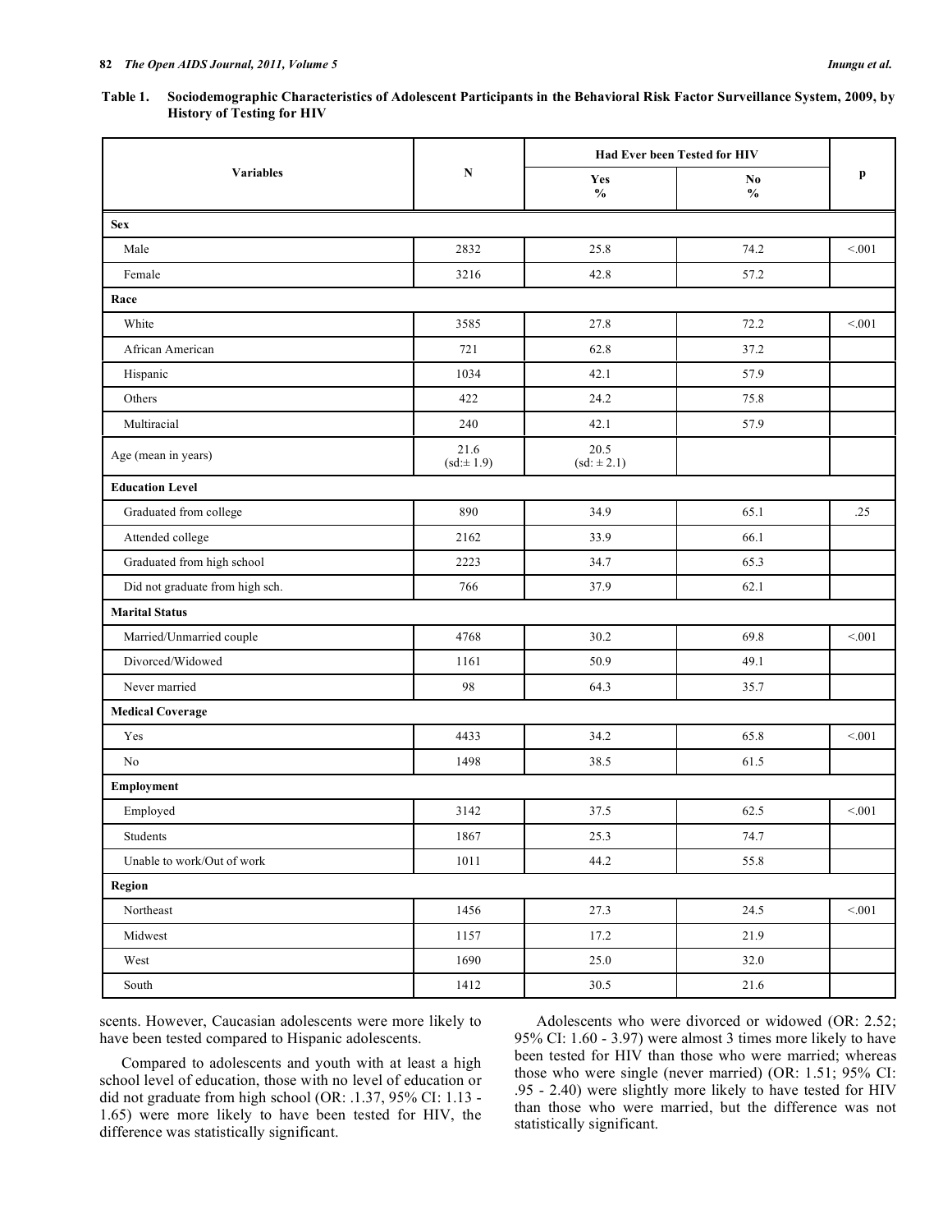**Table 1. Sociodemographic Characteristics of Adolescent Participants in the Behavioral Risk Factor Surveillance System, 2009, by History of Testing for HIV**

| Variables | N | Had Ever been Tested for HIV | | p |
|---|---|---|---|---|
| | | Yes % | No % | |
| **Sex** | | | | |
| Male | 2832 | 25.8 | 74.2 | <.001 |
| Female | 3216 | 42.8 | 57.2 | |
| **Race** | | | | |
| White | 3585 | 27.8 | 72.2 | <.001 |
| African American | 721 | 62.8 | 37.2 | |
| Hispanic | 1034 | 42.1 | 57.9 | |
| Others | 422 | 24.2 | 75.8 | |
| Multiracial | 240 | 42.1 | 57.9 | |
| Age (mean in years) | 21.6 (sd:± 1.9) | 20.5 (sd: ± 2.1) | | |
| **Education Level** | | | | |
| Graduated from college | 890 | 34.9 | 65.1 | .25 |
| Attended college | 2162 | 33.9 | 66.1 | |
| Graduated from high school | 2223 | 34.7 | 65.3 | |
| Did not graduate from high sch. | 766 | 37.9 | 62.1 | |
| **Marital Status** | | | | |
| Married/Unmarried couple | 4768 | 30.2 | 69.8 | <.001 |
| Divorced/Widowed | 1161 | 50.9 | 49.1 | |
| Never married | 98 | 64.3 | 35.7 | |
| **Medical Coverage** | | | | |
| Yes | 4433 | 34.2 | 65.8 | <.001 |
| No | 1498 | 38.5 | 61.5 | |
| **Employment** | | | | |
| Employed | 3142 | 37.5 | 62.5 | <.001 |
| Students | 1867 | 25.3 | 74.7 | |
| Unable to work/Out of work | 1011 | 44.2 | 55.8 | |
| **Region** | | | | |
| Northeast | 1456 | 27.3 | 24.5 | <.001 |
| Midwest | 1157 | 17.2 | 21.9 | |
| West | 1690 | 25.0 | 32.0 | |
| South | 1412 | 30.5 | 21.6 | |

scents. However, Caucasian adolescents were more likely to have been tested compared to Hispanic adolescents.

Compared to adolescents and youth with at least a high school level of education, those with no level of education or did not graduate from high school (OR: .1.37, 95% CI: 1.13 - 1.65) were more likely to have been tested for HIV, the difference was statistically significant.

Adolescents who were divorced or widowed (OR: 2.52; 95% CI: 1.60 - 3.97) were almost 3 times more likely to have been tested for HIV than those who were married; whereas those who were single (never married) (OR: 1.51; 95% CI: .95 - 2.40) were slightly more likely to have tested for HIV than those who were married, but the difference was not statistically significant.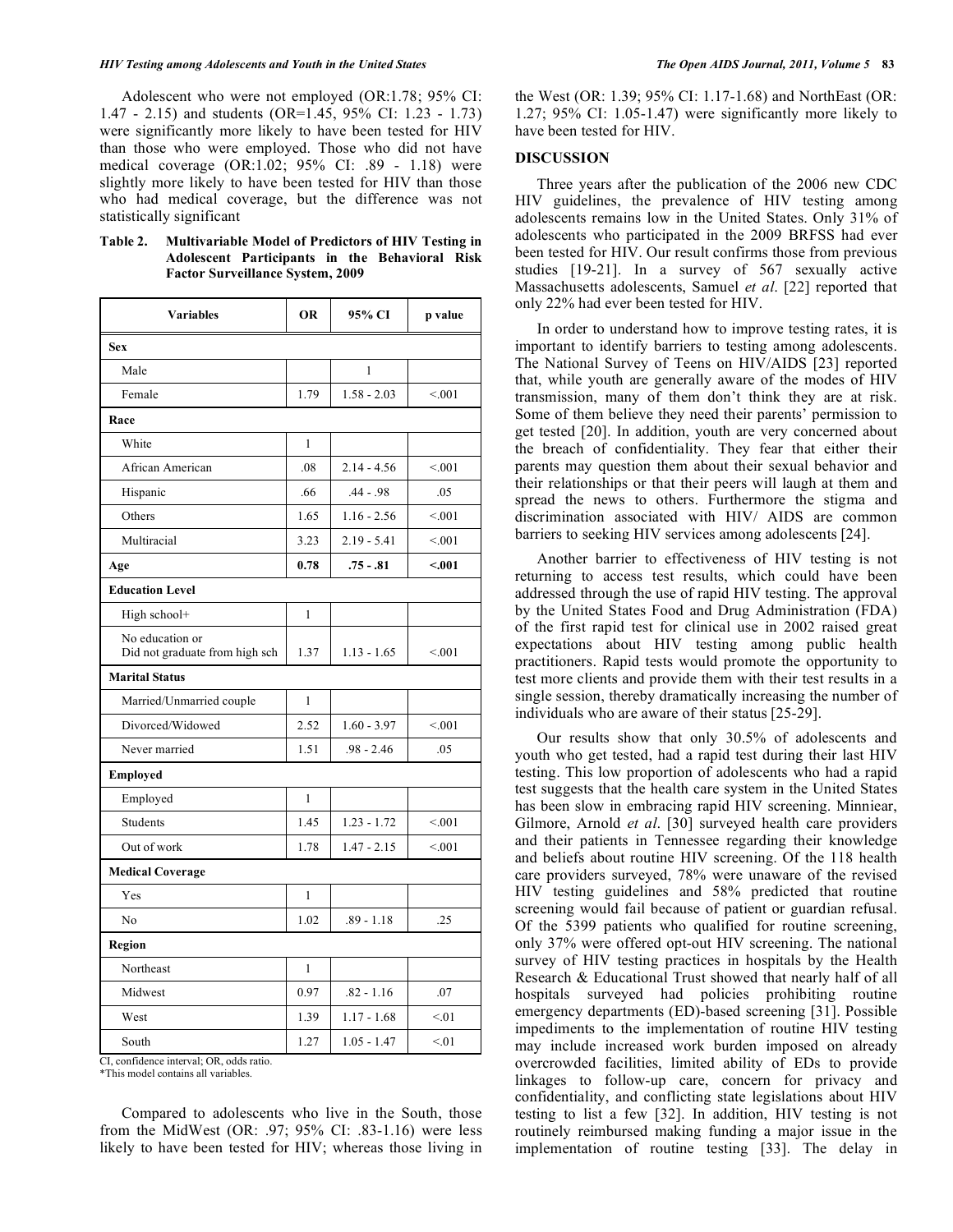Adolescent who were not employed (OR:1.78; 95% CI: 1.47 - 2.15) and students (OR=1.45, 95% CI: 1.23 - 1.73) were significantly more likely to have been tested for HIV than those who were employed. Those who did not have medical coverage (OR:1.02; 95% CI: .89 - 1.18) were slightly more likely to have been tested for HIV than those who had medical coverage, but the difference was not statistically significant

**Table 2. Multivariable Model of Predictors of HIV Testing in Adolescent Participants in the Behavioral Risk Factor Surveillance System, 2009**

| Variables | OR | 95% CI | p value |
|---|---|---|---|
| **Sex** | | | |
| Male | | 1 | |
| Female | 1.79 | 1.58 - 2.03 | <.001 |
| **Race** | | | |
| White | 1 | | |
| African American | .08 | 2.14 - 4.56 | <.001 |
| Hispanic | .66 | .44 - .98 | .05 |
| Others | 1.65 | 1.16 - 2.56 | <.001 |
| Multiracial | 3.23 | 2.19 - 5.41 | <.001 |
| **Age** | **0.78** | **.75 - .81** | **<.001** |
| **Education Level** | | | |
| High school+ | 1 | | |
| No education or Did not graduate from high sch | 1.37 | 1.13 - 1.65 | <.001 |
| **Marital Status** | | | |
| Married/Unmarried couple | 1 | | |
| Divorced/Widowed | 2.52 | 1.60 - 3.97 | <.001 |
| Never married | 1.51 | .98 - 2.46 | .05 |
| **Employed** | | | |
| Employed | 1 | | |
| Students | 1.45 | 1.23 - 1.72 | <.001 |
| Out of work | 1.78 | 1.47 - 2.15 | <.001 |
| **Medical Coverage** | | | |
| Yes | 1 | | |
| No | 1.02 | .89 - 1.18 | .25 |
| **Region** | | | |
| Northeast | 1 | | |
| Midwest | 0.97 | .82 - 1.16 | .07 |
| West | 1.39 | 1.17 - 1.68 | <.01 |
| South | 1.27 | 1.05 - 1.47 | <.01 |

CI, confidence interval; OR, odds ratio.
*This model contains all variables.

Compared to adolescents who live in the South, those from the MidWest (OR: .97; 95% CI: .83-1.16) were less likely to have been tested for HIV; whereas those living in the West (OR: 1.39; 95% CI: 1.17-1.68) and NorthEast (OR: 1.27; 95% CI: 1.05-1.47) were significantly more likely to have been tested for HIV.

## DISCUSSION

Three years after the publication of the 2006 new CDC HIV guidelines, the prevalence of HIV testing among adolescents remains low in the United States. Only 31% of adolescents who participated in the 2009 BRFSS had ever been tested for HIV. Our result confirms those from previous studies [19-21]. In a survey of 567 sexually active Massachusetts adolescents, Samuel *et al*. [22] reported that only 22% had ever been tested for HIV.

In order to understand how to improve testing rates, it is important to identify barriers to testing among adolescents. The National Survey of Teens on HIV/AIDS [23] reported that, while youth are generally aware of the modes of HIV transmission, many of them don't think they are at risk. Some of them believe they need their parents' permission to get tested [20]. In addition, youth are very concerned about the breach of confidentiality. They fear that either their parents may question them about their sexual behavior and their relationships or that their peers will laugh at them and spread the news to others. Furthermore the stigma and discrimination associated with HIV/ AIDS are common barriers to seeking HIV services among adolescents [24].

Another barrier to effectiveness of HIV testing is not returning to access test results, which could have been addressed through the use of rapid HIV testing. The approval by the United States Food and Drug Administration (FDA) of the first rapid test for clinical use in 2002 raised great expectations about HIV testing among public health practitioners. Rapid tests would promote the opportunity to test more clients and provide them with their test results in a single session, thereby dramatically increasing the number of individuals who are aware of their status [25-29].

Our results show that only 30.5% of adolescents and youth who get tested, had a rapid test during their last HIV testing. This low proportion of adolescents who had a rapid test suggests that the health care system in the United States has been slow in embracing rapid HIV screening. Minniear, Gilmore, Arnold *et al*. [30] surveyed health care providers and their patients in Tennessee regarding their knowledge and beliefs about routine HIV screening. Of the 118 health care providers surveyed, 78% were unaware of the revised HIV testing guidelines and 58% predicted that routine screening would fail because of patient or guardian refusal. Of the 5399 patients who qualified for routine screening, only 37% were offered opt-out HIV screening. The national survey of HIV testing practices in hospitals by the Health Research & Educational Trust showed that nearly half of all hospitals surveyed had policies prohibiting routine emergency departments (ED)-based screening [31]. Possible impediments to the implementation of routine HIV testing may include increased work burden imposed on already overcrowded facilities, limited ability of EDs to provide linkages to follow-up care, concern for privacy and confidentiality, and conflicting state legislations about HIV testing to list a few [32]. In addition, HIV testing is not routinely reimbursed making funding a major issue in the implementation of routine testing [33]. The delay in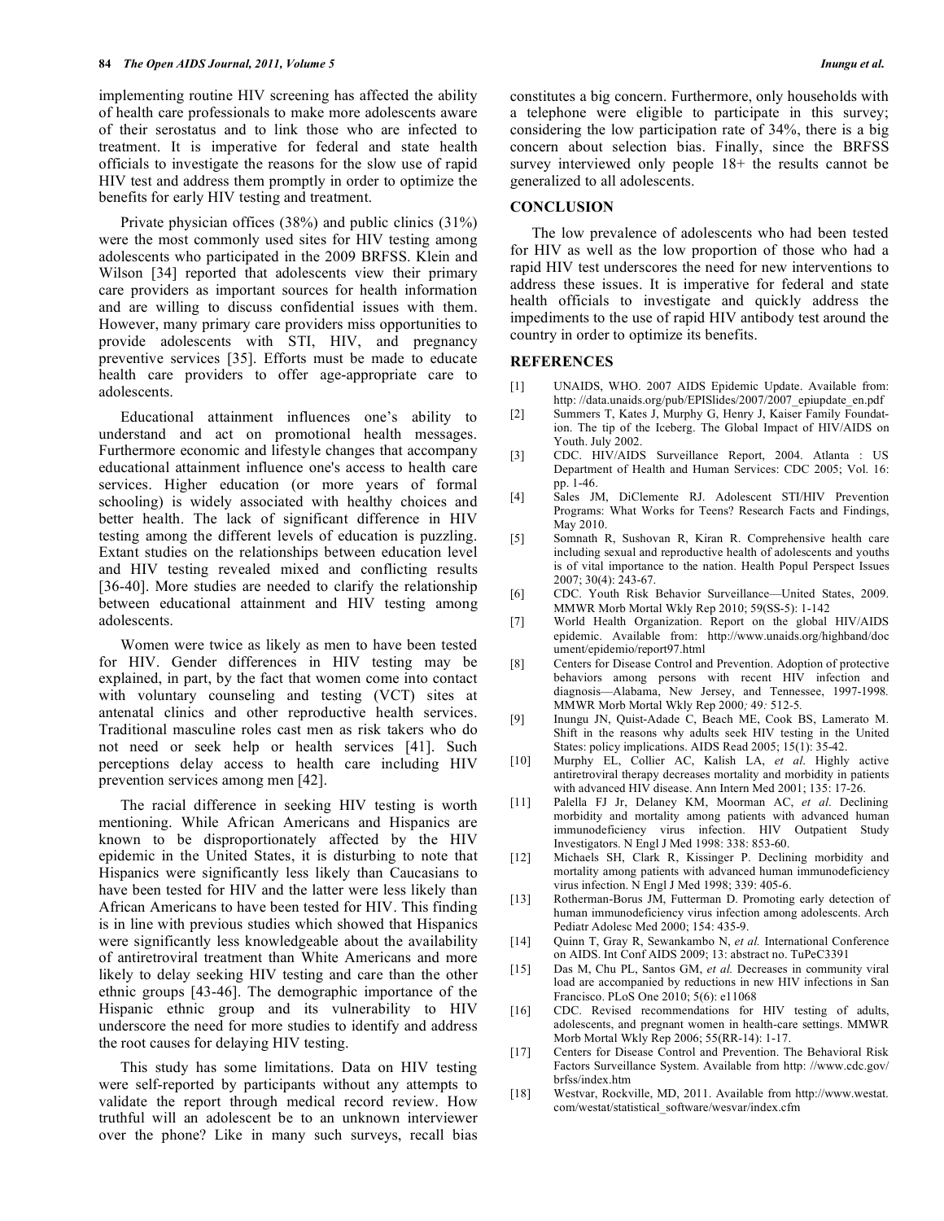implementing routine HIV screening has affected the ability of health care professionals to make more adolescents aware of their serostatus and to link those who are infected to treatment. It is imperative for federal and state health officials to investigate the reasons for the slow use of rapid HIV test and address them promptly in order to optimize the benefits for early HIV testing and treatment.

Private physician offices (38%) and public clinics (31%) were the most commonly used sites for HIV testing among adolescents who participated in the 2009 BRFSS. Klein and Wilson [34] reported that adolescents view their primary care providers as important sources for health information and are willing to discuss confidential issues with them. However, many primary care providers miss opportunities to provide adolescents with STI, HIV, and pregnancy preventive services [35]. Efforts must be made to educate health care providers to offer age-appropriate care to adolescents.

Educational attainment influences one's ability to understand and act on promotional health messages. Furthermore economic and lifestyle changes that accompany educational attainment influence one's access to health care services. Higher education (or more years of formal schooling) is widely associated with healthy choices and better health. The lack of significant difference in HIV testing among the different levels of education is puzzling. Extant studies on the relationships between education level and HIV testing revealed mixed and conflicting results [36-40]. More studies are needed to clarify the relationship between educational attainment and HIV testing among adolescents.

Women were twice as likely as men to have been tested for HIV. Gender differences in HIV testing may be explained, in part, by the fact that women come into contact with voluntary counseling and testing (VCT) sites at antenatal clinics and other reproductive health services. Traditional masculine roles cast men as risk takers who do not need or seek help or health services [41]. Such perceptions delay access to health care including HIV prevention services among men [42].

The racial difference in seeking HIV testing is worth mentioning. While African Americans and Hispanics are known to be disproportionately affected by the HIV epidemic in the United States, it is disturbing to note that Hispanics were significantly less likely than Caucasians to have been tested for HIV and the latter were less likely than African Americans to have been tested for HIV. This finding is in line with previous studies which showed that Hispanics were significantly less knowledgeable about the availability of antiretroviral treatment than White Americans and more likely to delay seeking HIV testing and care than the other ethnic groups [43-46]. The demographic importance of the Hispanic ethnic group and its vulnerability to HIV underscore the need for more studies to identify and address the root causes for delaying HIV testing.

This study has some limitations. Data on HIV testing were self-reported by participants without any attempts to validate the report through medical record review. How truthful will an adolescent be to an unknown interviewer over the phone? Like in many such surveys, recall bias constitutes a big concern. Furthermore, only households with a telephone were eligible to participate in this survey; considering the low participation rate of 34%, there is a big concern about selection bias. Finally, since the BRFSS survey interviewed only people 18+ the results cannot be generalized to all adolescents.

## CONCLUSION

The low prevalence of adolescents who had been tested for HIV as well as the low proportion of those who had a rapid HIV test underscores the need for new interventions to address these issues. It is imperative for federal and state health officials to investigate and quickly address the impediments to the use of rapid HIV antibody test around the country in order to optimize its benefits.

## REFERENCES

[1] UNAIDS, WHO. 2007 AIDS Epidemic Update. Available from: http: //data.unaids.org/pub/EPISlides/2007/2007_epiupdate_en.pdf

[2] Summers T, Kates J, Murphy G, Henry J, Kaiser Family Foundation. The tip of the Iceberg. The Global Impact of HIV/AIDS on Youth. July 2002.

[3] CDC. HIV/AIDS Surveillance Report, 2004. Atlanta : US Department of Health and Human Services: CDC 2005; Vol. 16: pp. 1-46.

[4] Sales JM, DiClemente RJ. Adolescent STI/HIV Prevention Programs: What Works for Teens? Research Facts and Findings, May 2010.

[5] Somnath R, Sushovan R, Kiran R. Comprehensive health care including sexual and reproductive health of adolescents and youths is of vital importance to the nation. Health Popul Perspect Issues 2007; 30(4): 243-67.

[6] CDC. Youth Risk Behavior Surveillance—United States, 2009. MMWR Morb Mortal Wkly Rep 2010; 59(SS-5): 1-142

[7] World Health Organization. Report on the global HIV/AIDS epidemic. Available from: http://www.unaids.org/highband/document/epidemio/report97.html

[8] Centers for Disease Control and Prevention. Adoption of protective behaviors among persons with recent HIV infection and diagnosis—Alabama, New Jersey, and Tennessee, 1997-1998. MMWR Morb Mortal Wkly Rep 2000*;* 49*:* 512-5*.*

[9] Inungu JN, Quist-Adade C, Beach ME, Cook BS, Lamerato M. Shift in the reasons why adults seek HIV testing in the United States: policy implications. AIDS Read 2005; 15(1): 35-42.

[10] Murphy EL, Collier AC, Kalish LA, *et al*. Highly active antiretroviral therapy decreases mortality and morbidity in patients with advanced HIV disease. Ann Intern Med 2001; 135: 17-26.

[11] Palella FJ Jr, Delaney KM, Moorman AC, *et al*. Declining morbidity and mortality among patients with advanced human immunodeficiency virus infection. HIV Outpatient Study Investigators. N Engl J Med 1998: 338: 853-60.

[12] Michaels SH, Clark R, Kissinger P. Declining morbidity and mortality among patients with advanced human immunodeficiency virus infection. N Engl J Med 1998; 339: 405-6.

[13] Rotherman-Borus JM, Futterman D. Promoting early detection of human immunodeficiency virus infection among adolescents. Arch Pediatr Adolesc Med 2000; 154: 435-9.

[14] Quinn T, Gray R, Sewankambo N, *et al.* International Conference on AIDS. Int Conf AIDS 2009; 13: abstract no. TuPeC3391

[15] Das M, Chu PL, Santos GM, *et al.* Decreases in community viral load are accompanied by reductions in new HIV infections in San Francisco. PLoS One 2010; 5(6): e11068

[16] CDC. Revised recommendations for HIV testing of adults, adolescents, and pregnant women in health-care settings. MMWR Morb Mortal Wkly Rep 2006; 55(RR-14): 1-17.

[17] Centers for Disease Control and Prevention. The Behavioral Risk Factors Surveillance System. Available from http: //www.cdc.gov/brfss/index.htm

[18] Westvar, Rockville, MD, 2011. Available from http://www.westat.com/westat/statistical_software/wesvar/index.cfm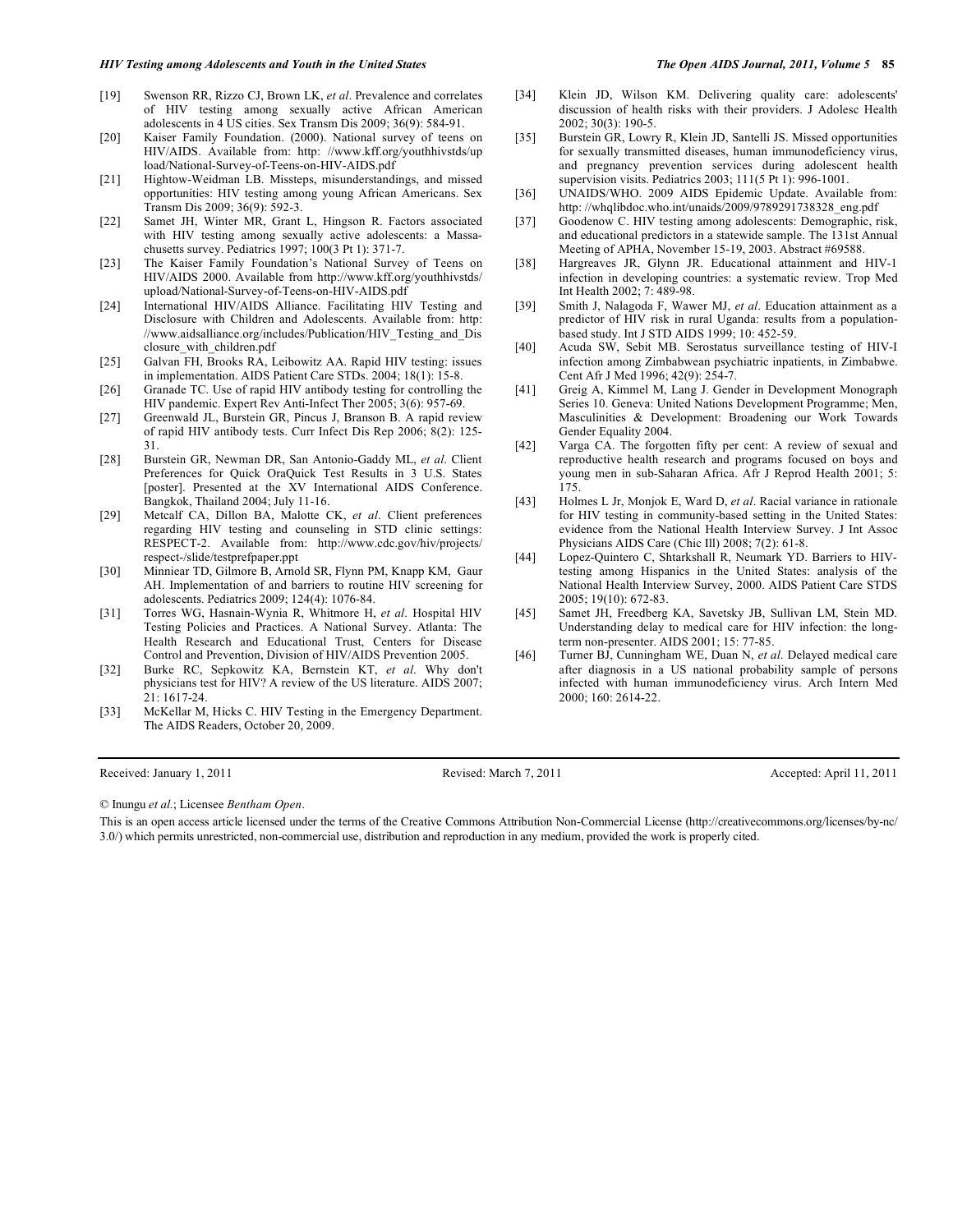[19] Swenson RR, Rizzo CJ, Brown LK, *et al*. Prevalence and correlates of HIV testing among sexually active African American adolescents in 4 US cities. Sex Transm Dis 2009; 36(9): 584-91.

[20] Kaiser Family Foundation. (2000). National survey of teens on HIV/AIDS. Available from: http: //www.kff.org/youthhivstds/upload/National-Survey-of-Teens-on-HIV-AIDS.pdf

[21] Hightow-Weidman LB. Missteps, misunderstandings, and missed opportunities: HIV testing among young African Americans. Sex Transm Dis 2009; 36(9): 592-3.

[22] Samet JH, Winter MR, Grant L, Hingson R. Factors associated with HIV testing among sexually active adolescents: a Massachusetts survey. Pediatrics 1997; 100(3 Pt 1): 371-7.

[23] The Kaiser Family Foundation's National Survey of Teens on HIV/AIDS 2000. Available from http://www.kff.org/youthhivstds/upload/National-Survey-of-Teens-on-HIV-AIDS.pdf

[24] International HIV/AIDS Alliance. Facilitating HIV Testing and Disclosure with Children and Adolescents. Available from: http: //www.aidsalliance.org/includes/Publication/HIV_Testing_and_Disclosure_with_children.pdf

[25] Galvan FH, Brooks RA, Leibowitz AA. Rapid HIV testing: issues in implementation. AIDS Patient Care STDs. 2004; 18(1): 15-8.

[26] Granade TC. Use of rapid HIV antibody testing for controlling the HIV pandemic. Expert Rev Anti-Infect Ther 2005; 3(6): 957-69.

[27] Greenwald JL, Burstein GR, Pincus J, Branson B. A rapid review of rapid HIV antibody tests. Curr Infect Dis Rep 2006; 8(2): 125-31.

[28] Burstein GR, Newman DR, San Antonio-Gaddy ML, *et al*. Client Preferences for Quick OraQuick Test Results in 3 U.S. States [poster]. Presented at the XV International AIDS Conference. Bangkok, Thailand 2004; July 11-16.

[29] Metcalf CA, Dillon BA, Malotte CK, *et al*. Client preferences regarding HIV testing and counseling in STD clinic settings: RESPECT-2. Available from: http://www.cdc.gov/hiv/projects/respect-/slide/testprefpaper.ppt

[30] Minniear TD, Gilmore B, Arnold SR, Flynn PM, Knapp KM, Gaur AH. Implementation of and barriers to routine HIV screening for adolescents. Pediatrics 2009; 124(4): 1076-84.

[31] Torres WG, Hasnain-Wynia R, Whitmore H, *et al*. Hospital HIV Testing Policies and Practices. A National Survey. Atlanta: The Health Research and Educational Trust, Centers for Disease Control and Prevention, Division of HIV/AIDS Prevention 2005.

[32] Burke RC, Sepkowitz KA, Bernstein KT, *et al*. Why don't physicians test for HIV? A review of the US literature. AIDS 2007; 21: 1617-24.

[33] McKellar M, Hicks C. HIV Testing in the Emergency Department. The AIDS Readers, October 20, 2009.

[34] Klein JD, Wilson KM. Delivering quality care: adolescents' discussion of health risks with their providers. J Adolesc Health 2002; 30(3): 190-5.

[35] Burstein GR, Lowry R, Klein JD, Santelli JS. Missed opportunities for sexually transmitted diseases, human immunodeficiency virus, and pregnancy prevention services during adolescent health supervision visits. Pediatrics 2003; 111(5 Pt 1): 996-1001.

[36] UNAIDS/WHO. 2009 AIDS Epidemic Update. Available from: http: //whqlibdoc.who.int/unaids/2009/9789291738328_eng.pdf

[37] Goodenow C. HIV testing among adolescents: Demographic, risk, and educational predictors in a statewide sample. The 131st Annual Meeting of APHA, November 15-19, 2003. Abstract #69588.

[38] Hargreaves JR, Glynn JR. Educational attainment and HIV-1 infection in developing countries: a systematic review. Trop Med Int Health 2002; 7: 489-98.

[39] Smith J, Nalagoda F, Wawer MJ, *et al*. Education attainment as a predictor of HIV risk in rural Uganda: results from a population-based study. Int J STD AIDS 1999; 10: 452-59.

[40] Acuda SW, Sebit MB. Serostatus surveillance testing of HIV-I infection among Zimbabwean psychiatric inpatients, in Zimbabwe. Cent Afr J Med 1996; 42(9): 254-7.

[41] Greig A, Kimmel M, Lang J. Gender in Development Monograph Series 10. Geneva: United Nations Development Programme; Men, Masculinities & Development: Broadening our Work Towards Gender Equality 2004.

[42] Varga CA. The forgotten fifty per cent: A review of sexual and reproductive health research and programs focused on boys and young men in sub-Saharan Africa. Afr J Reprod Health 2001; 5: 175.

[43] Holmes L Jr, Monjok E, Ward D, *et al*. Racial variance in rationale for HIV testing in community-based setting in the United States: evidence from the National Health Interview Survey. J Int Assoc Physicians AIDS Care (Chic Ill) 2008; 7(2): 61-8.

[44] Lopez-Quintero C, Shtarkshall R, Neumark YD. Barriers to HIV-testing among Hispanics in the United States: analysis of the National Health Interview Survey, 2000. AIDS Patient Care STDS 2005; 19(10): 672-83.

[45] Samet JH, Freedberg KA, Savetsky JB, Sullivan LM, Stein MD. Understanding delay to medical care for HIV infection: the long-term non-presenter. AIDS 2001; 15: 77-85.

[46] Turner BJ, Cunningham WE, Duan N, *et al*. Delayed medical care after diagnosis in a US national probability sample of persons infected with human immunodeficiency virus. Arch Intern Med 2000; 160: 2614-22.

---

Received: January 1, 2011 Revised: March 7, 2011 Accepted: April 11, 2011

© Inungu *et al.*; Licensee *Bentham Open*.

This is an open access article licensed under the terms of the Creative Commons Attribution Non-Commercial License (http://creativecommons.org/licenses/by-nc/3.0/) which permits unrestricted, non-commercial use, distribution and reproduction in any medium, provided the work is properly cited.